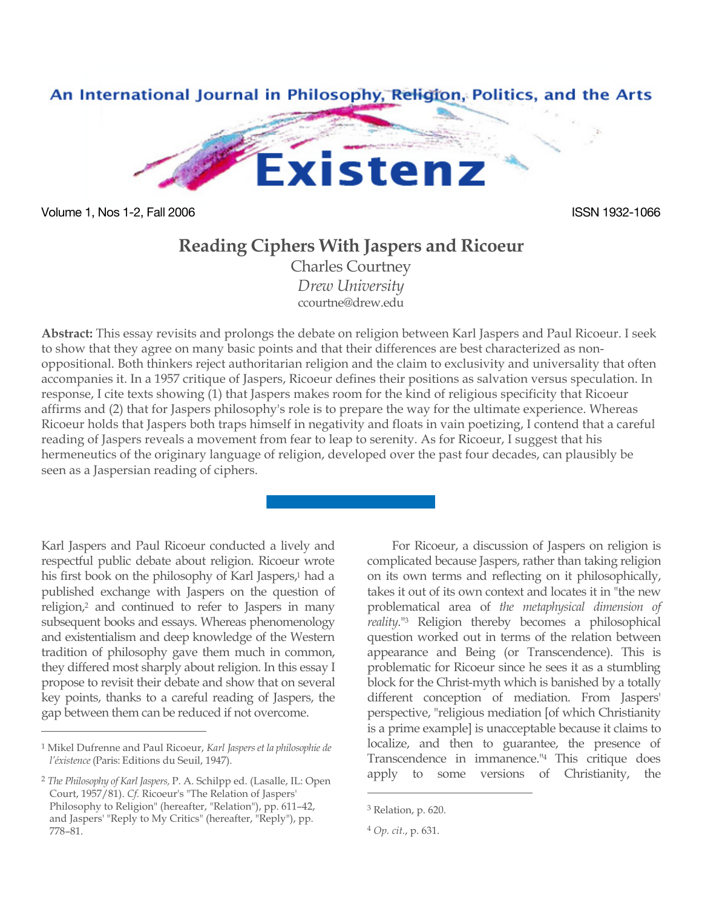# Reading Ciphers With Jaspers and Ricoeur

Charles Courtney
*Drew University*
ccourtne@drew.edu

**Abstract:** This essay revisits and prolongs the debate on religion between Karl Jaspers and Paul Ricoeur. I seek to show that they agree on many basic points and that their differences are best characterized as non-oppositional. Both thinkers reject authoritarian religion and the claim to exclusivity and universality that often accompanies it. In a 1957 critique of Jaspers, Ricoeur defines their positions as salvation versus speculation. In response, I cite texts showing (1) that Jaspers makes room for the kind of religious specificity that Ricoeur affirms and (2) that for Jaspers philosophy's role is to prepare the way for the ultimate experience. Whereas Ricoeur holds that Jaspers both traps himself in negativity and floats in vain poetizing, I contend that a careful reading of Jaspers reveals a movement from fear to leap to serenity. As for Ricoeur, I suggest that his hermeneutics of the originary language of religion, developed over the past four decades, can plausibly be seen as a Jaspersian reading of ciphers.

---

Karl Jaspers and Paul Ricoeur conducted a lively and respectful public debate about religion. Ricoeur wrote his first book on the philosophy of Karl Jaspers,[1] had a published exchange with Jaspers on the question of religion,[2] and continued to refer to Jaspers in many subsequent books and essays. Whereas phenomenology and existentialism and deep knowledge of the Western tradition of philosophy gave them much in common, they differed most sharply about religion. In this essay I propose to revisit their debate and show that on several key points, thanks to a careful reading of Jaspers, the gap between them can be reduced if not overcome.

For Ricoeur, a discussion of Jaspers on religion is complicated because Jaspers, rather than taking religion on its own terms and reflecting on it philosophically, takes it out of its own context and locates it in "the new problematical area of *the metaphysical dimension of reality*."[3] Religion thereby becomes a philosophical question worked out in terms of the relation between appearance and Being (or Transcendence). This is problematic for Ricoeur since he sees it as a stumbling block for the Christ-myth which is banished by a totally different conception of mediation. From Jaspers' perspective, "religious mediation [of which Christianity is a prime example] is unacceptable because it claims to localize, and then to guarantee, the presence of Transcendence in immanence."[4] This critique does apply to some versions of Christianity, the

---

[1] Mikel Dufrenne and Paul Ricoeur, *Karl Jaspers et la philosophie de l'éxistence* (Paris: Editions du Seuil, 1947).

[2] *The Philosophy of Karl Jaspers,* P. A. Schilpp ed. (Lasalle, IL: Open Court, 1957/81). *Cf.* Ricoeur's "The Relation of Jaspers' Philosophy to Religion" (hereafter, "Relation"), pp. 611–42, and Jaspers' "Reply to My Critics" (hereafter, "Reply"), pp. 778–81.

[3] Relation, p. 620.

[4] *Op. cit.*, p. 631.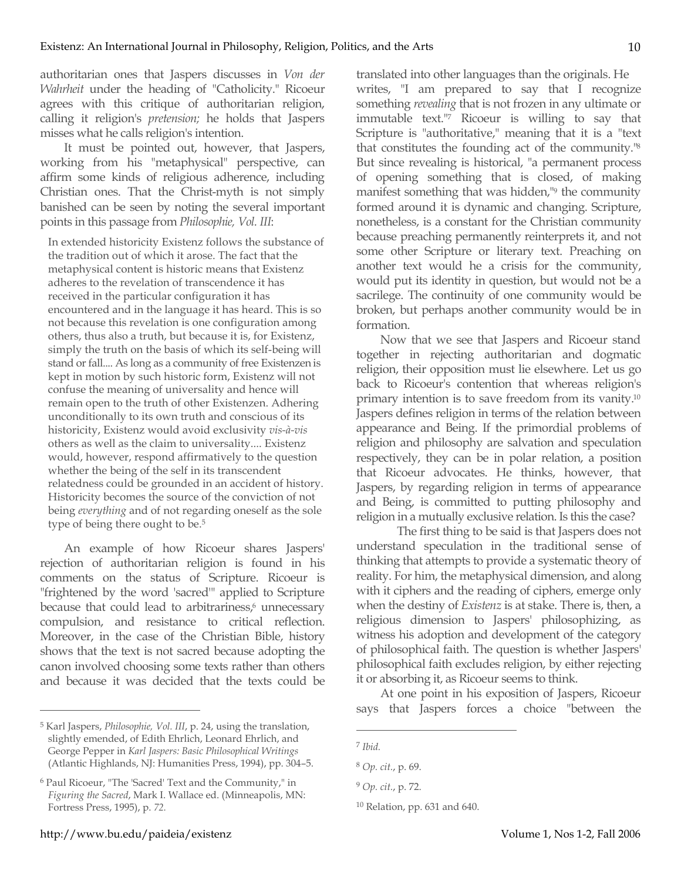authoritarian ones that Jaspers discusses in *Von der Wahrheit* under the heading of "Catholicity." Ricoeur agrees with this critique of authoritarian religion, calling it religion's *pretension;* he holds that Jaspers misses what he calls religion's intention.

It must be pointed out, however, that Jaspers, working from his "metaphysical" perspective, can affirm some kinds of religious adherence, including Christian ones. That the Christ-myth is not simply banished can be seen by noting the several important points in this passage from *Philosophie, Vol. III*:

> In extended historicity Existenz follows the substance of the tradition out of which it arose. The fact that the metaphysical content is historic means that Existenz adheres to the revelation of transcendence it has received in the particular configuration it has encountered and in the language it has heard. This is so not because this revelation is one configuration among others, thus also a truth, but because it is, for Existenz, simply the truth on the basis of which its self-being will stand or fall.... As long as a community of free Existenzen is kept in motion by such historic form, Existenz will not confuse the meaning of universality and hence will remain open to the truth of other Existenzen. Adhering unconditionally to its own truth and conscious of its historicity, Existenz would avoid exclusivity *vis-à-vis* others as well as the claim to universality.... Existenz would, however, respond affirmatively to the question whether the being of the self in its transcendent relatedness could be grounded in an accident of history. Historicity becomes the source of the conviction of not being *everything* and of not regarding oneself as the sole type of being there ought to be.[5]

An example of how Ricoeur shares Jaspers' rejection of authoritarian religion is found in his comments on the status of Scripture. Ricoeur is "frightened by the word 'sacred'" applied to Scripture because that could lead to arbitrariness,[6] unnecessary compulsion, and resistance to critical reflection. Moreover, in the case of the Christian Bible, history shows that the text is not sacred because adopting the canon involved choosing some texts rather than others and because it was decided that the texts could be translated into other languages than the originals. He writes, "I am prepared to say that I recognize something *revealing* that is not frozen in any ultimate or immutable text."[7] Ricoeur is willing to say that Scripture is "authoritative," meaning that it is a "text that constitutes the founding act of the community."[8] But since revealing is historical, "a permanent process of opening something that is closed, of making manifest something that was hidden,"[9] the community formed around it is dynamic and changing. Scripture, nonetheless, is a constant for the Christian community because preaching permanently reinterprets it, and not some other Scripture or literary text. Preaching on another text would he a crisis for the community, would put its identity in question, but would not be a sacrilege. The continuity of one community would be broken, but perhaps another community would be in formation.

Now that we see that Jaspers and Ricoeur stand together in rejecting authoritarian and dogmatic religion, their opposition must lie elsewhere. Let us go back to Ricoeur's contention that whereas religion's primary intention is to save freedom from its vanity.[10] Jaspers defines religion in terms of the relation between appearance and Being. If the primordial problems of religion and philosophy are salvation and speculation respectively, they can be in polar relation, a position that Ricoeur advocates. He thinks, however, that Jaspers, by regarding religion in terms of appearance and Being, is committed to putting philosophy and religion in a mutually exclusive relation. Is this the case?

The first thing to be said is that Jaspers does not understand speculation in the traditional sense of thinking that attempts to provide a systematic theory of reality. For him, the metaphysical dimension, and along with it ciphers and the reading of ciphers, emerge only when the destiny of *Existenz* is at stake. There is, then, a religious dimension to Jaspers' philosophizing, as witness his adoption and development of the category of philosophical faith. The question is whether Jaspers' philosophical faith excludes religion, by either rejecting it or absorbing it, as Ricoeur seems to think.

At one point in his exposition of Jaspers, Ricoeur says that Jaspers forces a choice "between the

---

[5] Karl Jaspers, *Philosophie, Vol. III*, p. 24, using the translation, slightly emended, of Edith Ehrlich, Leonard Ehrlich, and George Pepper in *Karl Jaspers: Basic Philosophical Writings* (Atlantic Highlands, NJ: Humanities Press, 1994), pp. 304–5.

[6] Paul Ricoeur, "The 'Sacred' Text and the Community," in *Figuring the Sacred*, Mark I. Wallace ed. (Minneapolis, MN: Fortress Press, 1995), p. 72.

[7] *Ibid.*

[8] *Op. cit.*, p. 69.

[9] *Op. cit.*, p. 72.

[10] Relation, pp. 631 and 640.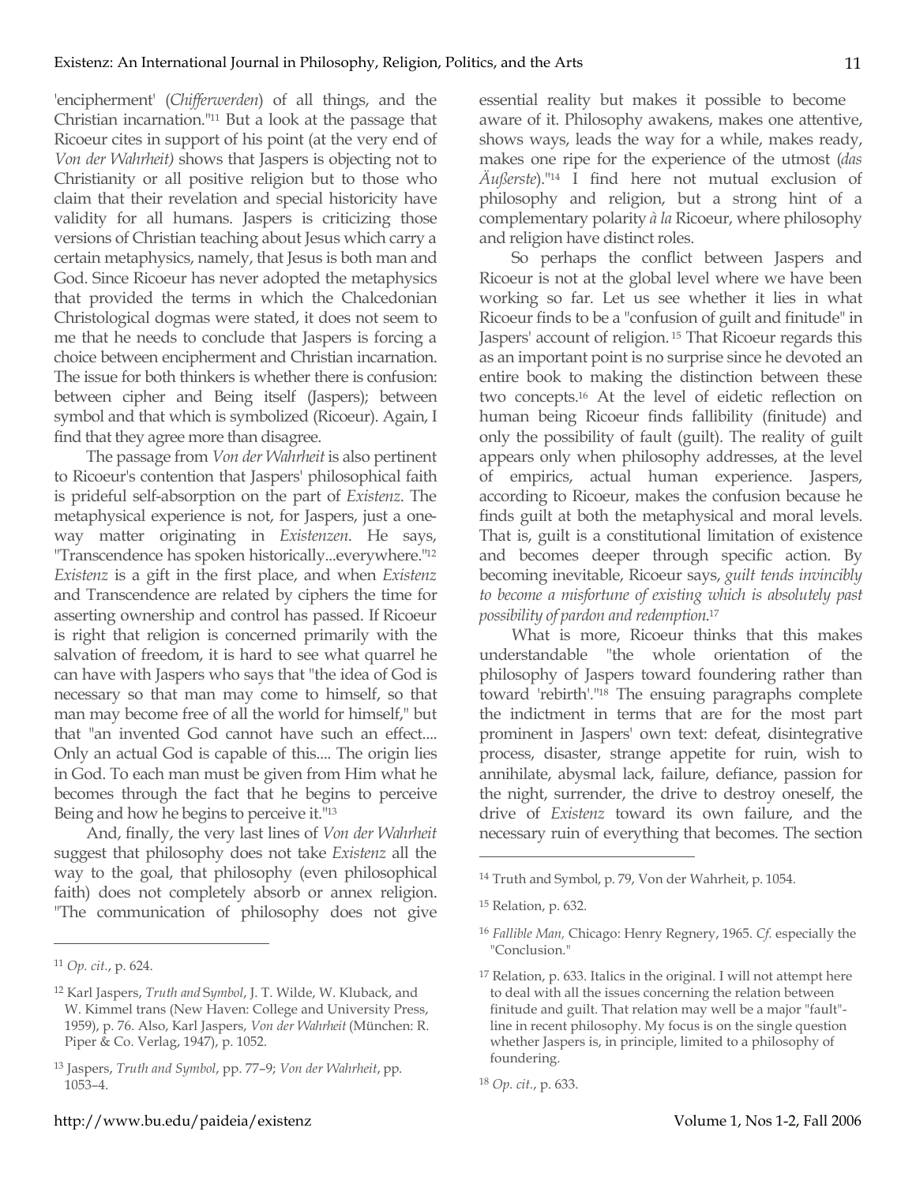'encipherment' (*Chifferwerden*) of all things, and the Christian incarnation."[11] But a look at the passage that Ricoeur cites in support of his point (at the very end of *Von der Wahrheit)* shows that Jaspers is objecting not to Christianity or all positive religion but to those who claim that their revelation and special historicity have validity for all humans. Jaspers is criticizing those versions of Christian teaching about Jesus which carry a certain metaphysics, namely, that Jesus is both man and God. Since Ricoeur has never adopted the metaphysics that provided the terms in which the Chalcedonian Christological dogmas were stated, it does not seem to me that he needs to conclude that Jaspers is forcing a choice between encipherment and Christian incarnation. The issue for both thinkers is whether there is confusion: between cipher and Being itself (Jaspers); between symbol and that which is symbolized (Ricoeur). Again, I find that they agree more than disagree.

The passage from *Von der Wahrheit* is also pertinent to Ricoeur's contention that Jaspers' philosophical faith is prideful self-absorption on the part of *Existenz*. The metaphysical experience is not, for Jaspers, just a one-way matter originating in *Existenzen*. He says, "Transcendence has spoken historically...everywhere."[12] *Existenz* is a gift in the first place, and when *Existenz* and Transcendence are related by ciphers the time for asserting ownership and control has passed. If Ricoeur is right that religion is concerned primarily with the salvation of freedom, it is hard to see what quarrel he can have with Jaspers who says that "the idea of God is necessary so that man may come to himself, so that man may become free of all the world for himself," but that "an invented God cannot have such an effect.... Only an actual God is capable of this.... The origin lies in God. To each man must be given from Him what he becomes through the fact that he begins to perceive Being and how he begins to perceive it."[13]

And, finally, the very last lines of *Von der Wahrheit* suggest that philosophy does not take *Existenz* all the way to the goal, that philosophy (even philosophical faith) does not completely absorb or annex religion. "The communication of philosophy does not give essential reality but makes it possible to become aware of it. Philosophy awakens, makes one attentive, shows ways, leads the way for a while, makes ready, makes one ripe for the experience of the utmost (*das Äußerste*)."[14] I find here not mutual exclusion of philosophy and religion, but a strong hint of a complementary polarity *à la* Ricoeur, where philosophy and religion have distinct roles.

So perhaps the conflict between Jaspers and Ricoeur is not at the global level where we have been working so far. Let us see whether it lies in what Ricoeur finds to be a "confusion of guilt and finitude" in Jaspers' account of religion.[15] That Ricoeur regards this as an important point is no surprise since he devoted an entire book to making the distinction between these two concepts.[16] At the level of eidetic reflection on human being Ricoeur finds fallibility (finitude) and only the possibility of fault (guilt). The reality of guilt appears only when philosophy addresses, at the level of empirics, actual human experience. Jaspers, according to Ricoeur, makes the confusion because he finds guilt at both the metaphysical and moral levels. That is, guilt is a constitutional limitation of existence and becomes deeper through specific action. By becoming inevitable, Ricoeur says, *guilt tends invincibly to become a misfortune of existing which is absolutely past possibility of pardon and redemption*.[17]

What is more, Ricoeur thinks that this makes understandable "the whole orientation of the philosophy of Jaspers toward foundering rather than toward 'rebirth'."[18] The ensuing paragraphs complete the indictment in terms that are for the most part prominent in Jaspers' own text: defeat, disintegrative process, disaster, strange appetite for ruin, wish to annihilate, abysmal lack, failure, defiance, passion for the night, surrender, the drive to destroy oneself, the drive of *Existenz* toward its own failure, and the necessary ruin of everything that becomes. The section

---

[11] *Op. cit.*, p. 624.

[12] Karl Jaspers, *Truth and Symbol*, J. T. Wilde, W. Kluback, and W. Kimmel trans (New Haven: College and University Press, 1959), p. 76. Also, Karl Jaspers, *Von der Wahrheit* (München: R. Piper & Co. Verlag, 1947), p. 1052.

[13] Jaspers, *Truth and Symbol*, pp. 77–9; *Von der Wahrheit*, pp. 1053–4.

[14] Truth and Symbol, p. 79, Von der Wahrheit, p. 1054.

[15] Relation, p. 632.

[16] *Fallible Man,* Chicago: Henry Regnery, 1965. *Cf.* especially the "Conclusion."

[17] Relation, p. 633. Italics in the original. I will not attempt here to deal with all the issues concerning the relation between finitude and guilt. That relation may well be a major "fault"-line in recent philosophy. My focus is on the single question whether Jaspers is, in principle, limited to a philosophy of foundering.

[18] *Op. cit.*, p. 633.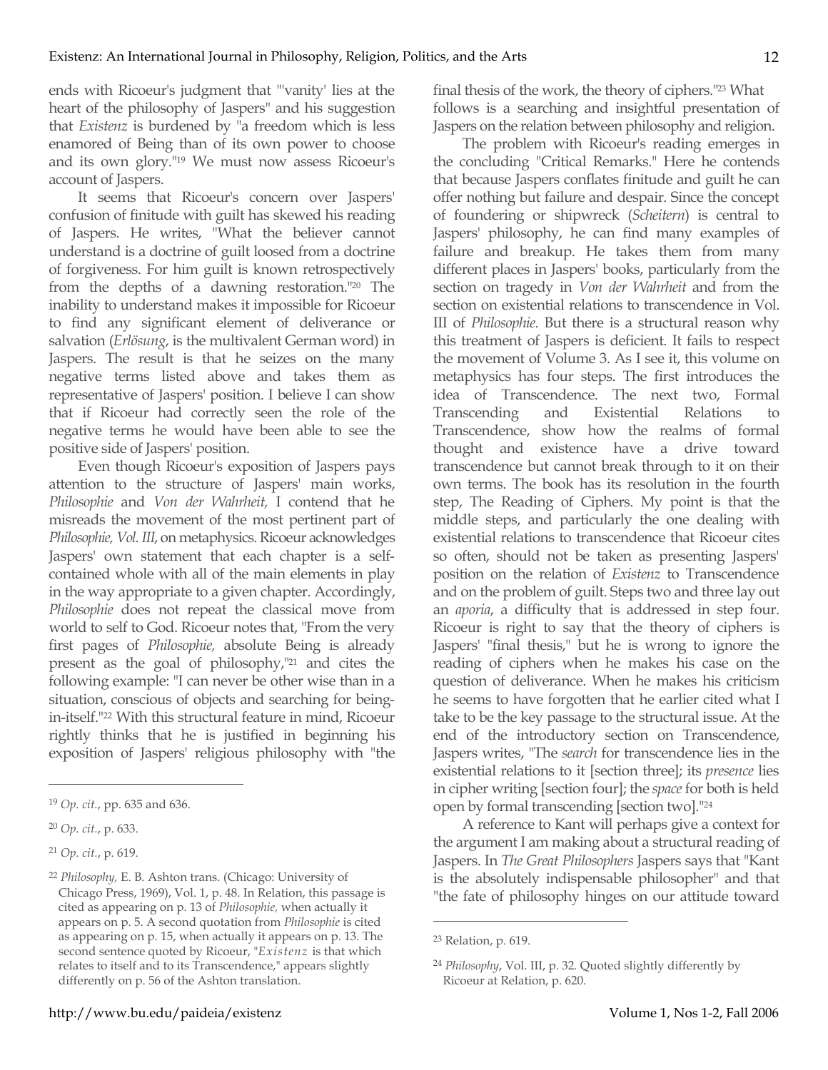ends with Ricoeur's judgment that "'vanity' lies at the heart of the philosophy of Jaspers" and his suggestion that *Existenz* is burdened by "a freedom which is less enamored of Being than of its own power to choose and its own glory."[19] We must now assess Ricoeur's account of Jaspers.

It seems that Ricoeur's concern over Jaspers' confusion of finitude with guilt has skewed his reading of Jaspers. He writes, "What the believer cannot understand is a doctrine of guilt loosed from a doctrine of forgiveness. For him guilt is known retrospectively from the depths of a dawning restoration."[20] The inability to understand makes it impossible for Ricoeur to find any significant element of deliverance or salvation (*Erlösung*, is the multivalent German word) in Jaspers. The result is that he seizes on the many negative terms listed above and takes them as representative of Jaspers' position. I believe I can show that if Ricoeur had correctly seen the role of the negative terms he would have been able to see the positive side of Jaspers' position.

Even though Ricoeur's exposition of Jaspers pays attention to the structure of Jaspers' main works, *Philosophie* and *Von der Wahrheit,* I contend that he misreads the movement of the most pertinent part of *Philosophie, Vol. III*, on metaphysics. Ricoeur acknowledges Jaspers' own statement that each chapter is a self-contained whole with all of the main elements in play in the way appropriate to a given chapter. Accordingly, *Philosophie* does not repeat the classical move from world to self to God. Ricoeur notes that, "From the very first pages of *Philosophie,* absolute Being is already present as the goal of philosophy,"[21] and cites the following example: "I can never be other wise than in a situation, conscious of objects and searching for being-in-itself."[22] With this structural feature in mind, Ricoeur rightly thinks that he is justified in beginning his exposition of Jaspers' religious philosophy with "the final thesis of the work, the theory of ciphers."[23] What follows is a searching and insightful presentation of Jaspers on the relation between philosophy and religion.

The problem with Ricoeur's reading emerges in the concluding "Critical Remarks." Here he contends that because Jaspers conflates finitude and guilt he can offer nothing but failure and despair. Since the concept of foundering or shipwreck (*Scheitern*) is central to Jaspers' philosophy, he can find many examples of failure and breakup. He takes them from many different places in Jaspers' books, particularly from the section on tragedy in *Von der Wahrheit* and from the section on existential relations to transcendence in Vol. III of *Philosophie*. But there is a structural reason why this treatment of Jaspers is deficient. It fails to respect the movement of Volume 3. As I see it, this volume on metaphysics has four steps. The first introduces the idea of Transcendence. The next two, Formal Transcending and Existential Relations to Transcendence, show how the realms of formal thought and existence have a drive toward transcendence but cannot break through to it on their own terms. The book has its resolution in the fourth step, The Reading of Ciphers. My point is that the middle steps, and particularly the one dealing with existential relations to transcendence that Ricoeur cites so often, should not be taken as presenting Jaspers' position on the relation of *Existenz* to Transcendence and on the problem of guilt. Steps two and three lay out an *aporia*, a difficulty that is addressed in step four. Ricoeur is right to say that the theory of ciphers is Jaspers' "final thesis," but he is wrong to ignore the reading of ciphers when he makes his case on the question of deliverance. When he makes his criticism he seems to have forgotten that he earlier cited what I take to be the key passage to the structural issue. At the end of the introductory section on Transcendence, Jaspers writes, "The *search* for transcendence lies in the existential relations to it [section three]; its *presence* lies in cipher writing [section four]; the *space* for both is held open by formal transcending [section two]."[24]

A reference to Kant will perhaps give a context for the argument I am making about a structural reading of Jaspers. In *The Great Philosophers* Jaspers says that "Kant is the absolutely indispensable philosopher" and that "the fate of philosophy hinges on our attitude toward

---

[19] *Op. cit.*, pp. 635 and 636.

[20] *Op. cit.*, p. 633.

[21] *Op. cit.*, p. 619.

[22] *Philosophy,* E. B. Ashton trans. (Chicago: University of Chicago Press, 1969), Vol. 1, p. 48. In Relation, this passage is cited as appearing on p. 13 of *Philosophie,* when actually it appears on p. 5. A second quotation from *Philosophie* is cited as appearing on p. 15, when actually it appears on p. 13. The second sentence quoted by Ricoeur, "*Existenz* is that which relates to itself and to its Transcendence," appears slightly differently on p. 56 of the Ashton translation.

[23] Relation, p. 619.

[24] *Philosophy*, Vol. III, p. 32. Quoted slightly differently by Ricoeur at Relation, p. 620.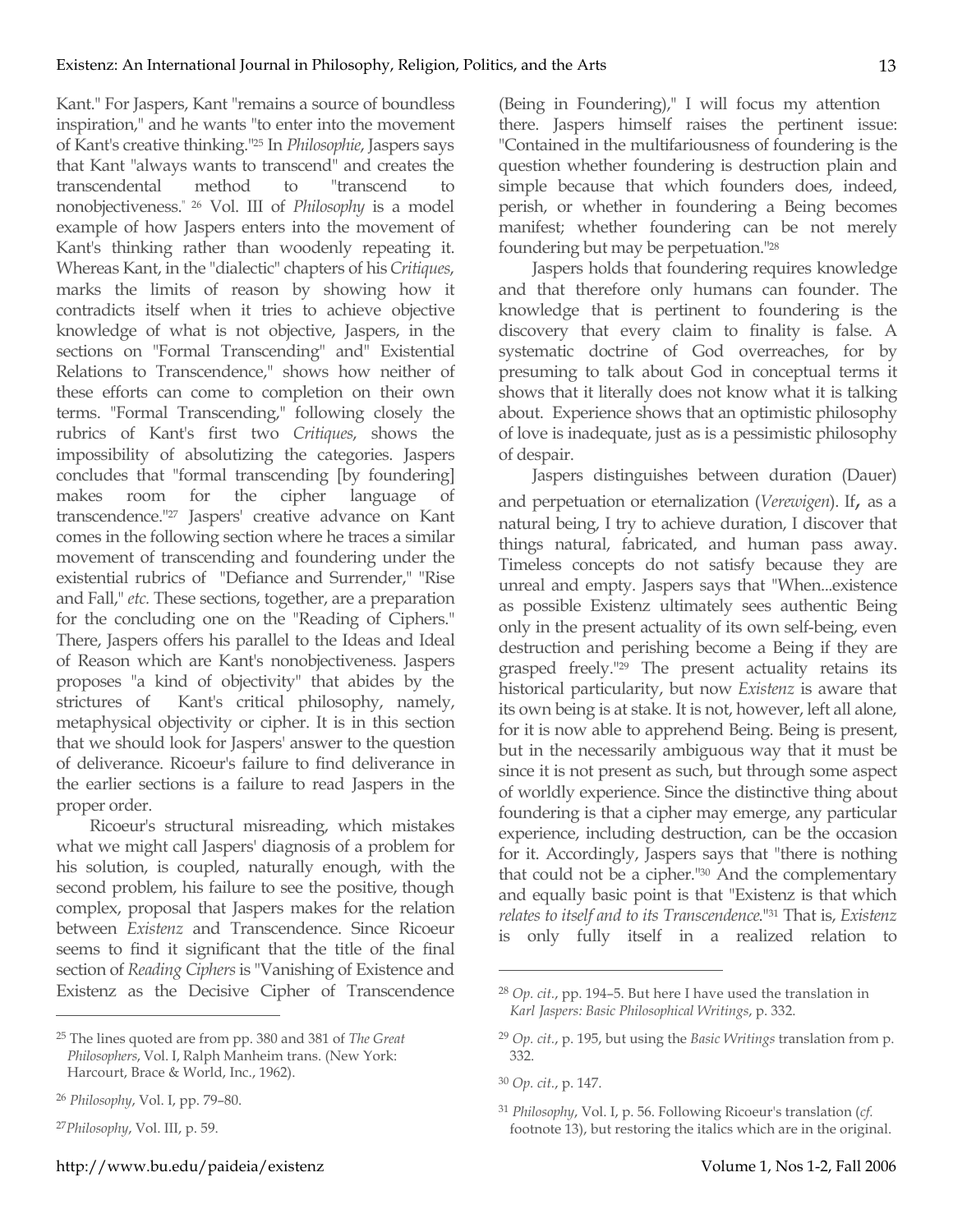Kant." For Jaspers, Kant "remains a source of boundless inspiration," and he wants "to enter into the movement of Kant's creative thinking."[25] In *Philosophie*, Jaspers says that Kant "always wants to transcend" and creates the transcendental method to "transcend to nonobjectiveness." [26] Vol. III of *Philosophy* is a model example of how Jaspers enters into the movement of Kant's thinking rather than woodenly repeating it. Whereas Kant, in the "dialectic" chapters of his *Critiques*, marks the limits of reason by showing how it contradicts itself when it tries to achieve objective knowledge of what is not objective, Jaspers, in the sections on "Formal Transcending" and" Existential Relations to Transcendence," shows how neither of these efforts can come to completion on their own terms. "Formal Transcending," following closely the rubrics of Kant's first two *Critiques*, shows the impossibility of absolutizing the categories. Jaspers concludes that "formal transcending [by foundering] makes room for the cipher language of transcendence."[27] Jaspers' creative advance on Kant comes in the following section where he traces a similar movement of transcending and foundering under the existential rubrics of "Defiance and Surrender," "Rise and Fall," *etc.* These sections, together, are a preparation for the concluding one on the "Reading of Ciphers." There, Jaspers offers his parallel to the Ideas and Ideal of Reason which are Kant's nonobjectiveness. Jaspers proposes "a kind of objectivity" that abides by the strictures of Kant's critical philosophy, namely, metaphysical objectivity or cipher. It is in this section that we should look for Jaspers' answer to the question of deliverance. Ricoeur's failure to find deliverance in the earlier sections is a failure to read Jaspers in the proper order.

Ricoeur's structural misreading, which mistakes what we might call Jaspers' diagnosis of a problem for his solution, is coupled, naturally enough, with the second problem, his failure to see the positive, though complex, proposal that Jaspers makes for the relation between *Existenz* and Transcendence. Since Ricoeur seems to find it significant that the title of the final section of *Reading Ciphers* is "Vanishing of Existence and Existenz as the Decisive Cipher of Transcendence (Being in Foundering)," I will focus my attention there. Jaspers himself raises the pertinent issue: "Contained in the multifariousness of foundering is the question whether foundering is destruction plain and simple because that which founders does, indeed, perish, or whether in foundering a Being becomes manifest; whether foundering can be not merely foundering but may be perpetuation."[28]

Jaspers holds that foundering requires knowledge and that therefore only humans can founder. The knowledge that is pertinent to foundering is the discovery that every claim to finality is false. A systematic doctrine of God overreaches, for by presuming to talk about God in conceptual terms it shows that it literally does not know what it is talking about. Experience shows that an optimistic philosophy of love is inadequate, just as is a pessimistic philosophy of despair.

Jaspers distinguishes between duration (Dauer) and perpetuation or eternalization (*Verewigen*). If**,** as a natural being, I try to achieve duration, I discover that things natural, fabricated, and human pass away. Timeless concepts do not satisfy because they are unreal and empty. Jaspers says that "When...existence as possible Existenz ultimately sees authentic Being only in the present actuality of its own self-being, even destruction and perishing become a Being if they are grasped freely."[29] The present actuality retains its historical particularity, but now *Existenz* is aware that its own being is at stake. It is not, however, left all alone, for it is now able to apprehend Being. Being is present, but in the necessarily ambiguous way that it must be since it is not present as such, but through some aspect of worldly experience. Since the distinctive thing about foundering is that a cipher may emerge, any particular experience, including destruction, can be the occasion for it. Accordingly, Jaspers says that "there is nothing that could not be a cipher."[30] And the complementary and equally basic point is that "Existenz is that which *relates to itself and to its Transcendence.*"[31] That is, *Existenz* is only fully itself in a realized relation to

---

[25] The lines quoted are from pp. 380 and 381 of *The Great Philosophers*, Vol. I, Ralph Manheim trans. (New York: Harcourt, Brace & World, Inc., 1962).

[26] *Philosophy*, Vol. I, pp. 79–80.

[27] *Philosophy*, Vol. III, p. 59.

[28] *Op. cit.*, pp. 194–5. But here I have used the translation in *Karl Jaspers: Basic Philosophical Writings*, p. 332.

[29] *Op. cit.*, p. 195, but using the *Basic Writings* translation from p. 332.

[30] *Op. cit.*, p. 147.

[31] *Philosophy*, Vol. I, p. 56. Following Ricoeur's translation (*cf.* footnote 13), but restoring the italics which are in the original.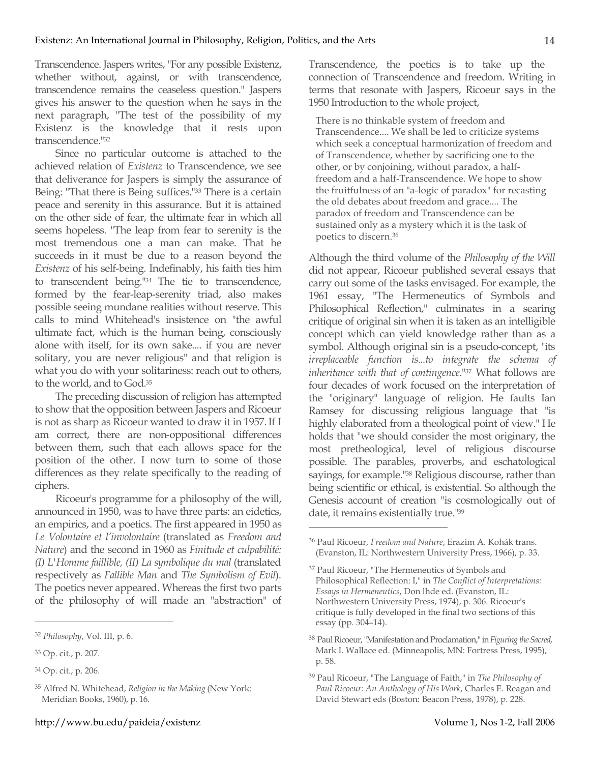Transcendence. Jaspers writes, "For any possible Existenz, whether without, against, or with transcendence, transcendence remains the ceaseless question." Jaspers gives his answer to the question when he says in the next paragraph, "The test of the possibility of my Existenz is the knowledge that it rests upon transcendence."[32]

Since no particular outcome is attached to the achieved relation of *Existenz* to Transcendence, we see that deliverance for Jaspers is simply the assurance of Being: "That there is Being suffices."[33] There is a certain peace and serenity in this assurance. But it is attained on the other side of fear, the ultimate fear in which all seems hopeless. "The leap from fear to serenity is the most tremendous one a man can make. That he succeeds in it must be due to a reason beyond the *Existenz* of his self-being. Indefinably, his faith ties him to transcendent being."[34] The tie to transcendence, formed by the fear-leap-serenity triad, also makes possible seeing mundane realities without reserve. This calls to mind Whitehead's insistence on "the awful ultimate fact, which is the human being, consciously alone with itself, for its own sake.... if you are never solitary, you are never religious" and that religion is what you do with your solitariness: reach out to others, to the world, and to God.[35]

The preceding discussion of religion has attempted to show that the opposition between Jaspers and Ricoeur is not as sharp as Ricoeur wanted to draw it in 1957. If I am correct, there are non-oppositional differences between them, such that each allows space for the position of the other. I now turn to some of those differences as they relate specifically to the reading of ciphers.

Ricoeur's programme for a philosophy of the will, announced in 1950, was to have three parts: an eidetics, an empirics, and a poetics. The first appeared in 1950 as *Le Volontaire et l'involontaire* (translated as *Freedom and Nature*) and the second in 1960 as *Finitude et culpabilité: (I) L'Homme faillible, (II) La symbolique du mal* (translated respectively as *Fallible Man* and *The Symbolism of Evil*). The poetics never appeared. Whereas the first two parts of the philosophy of will made an "abstraction" of Transcendence, the poetics is to take up the connection of Transcendence and freedom. Writing in terms that resonate with Jaspers, Ricoeur says in the 1950 Introduction to the whole project,

> There is no thinkable system of freedom and Transcendence.... We shall be led to criticize systems which seek a conceptual harmonization of freedom and of Transcendence, whether by sacrificing one to the other, or by conjoining, without paradox, a half-freedom and a half-Transcendence. We hope to show the fruitfulness of an "a-logic of paradox" for recasting the old debates about freedom and grace.... The paradox of freedom and Transcendence can be sustained only as a mystery which it is the task of poetics to discern.[36]

Although the third volume of the *Philosophy of the Will* did not appear, Ricoeur published several essays that carry out some of the tasks envisaged. For example, the 1961 essay, "The Hermeneutics of Symbols and Philosophical Reflection," culminates in a searing critique of original sin when it is taken as an intelligible concept which can yield knowledge rather than as a symbol. Although original sin is a pseudo-concept, "its *irreplaceable function is...to integrate the schema of inheritance with that of contingence.*"[37] What follows are four decades of work focused on the interpretation of the "originary" language of religion. He faults Ian Ramsey for discussing religious language that "is highly elaborated from a theological point of view." He holds that "we should consider the most originary, the most pretheological, level of religious discourse possible. The parables, proverbs, and eschatological sayings, for example."[38] Religious discourse, rather than being scientific or ethical, is existential. So although the Genesis account of creation "is cosmologically out of date, it remains existentially true."[39]

---

[32] *Philosophy*, Vol. III, p. 6.

[33] Op. cit., p. 207.

[34] Op. cit., p. 206.

[35] Alfred N. Whitehead, *Religion in the Making* (New York: Meridian Books, 1960), p. 16.

[36] Paul Ricoeur, *Freedom and Nature*, Erazim A. Kohák trans. (Evanston, IL: Northwestern University Press, 1966), p. 33.

[37] Paul Ricoeur, "The Hermeneutics of Symbols and Philosophical Reflection: I," in *The Conflict of Interpretations: Essays in Hermeneutics*, Don Ihde ed. (Evanston, IL: Northwestern University Press, 1974), p. 306. Ricoeur's critique is fully developed in the final two sections of this essay (pp. 304–14).

[38] Paul Ricoeur, "Manifestation and Proclamation," in *Figuring the Sacred*, Mark I. Wallace ed. (Minneapolis, MN: Fortress Press, 1995), p. 58.

[39] Paul Ricoeur, "The Language of Faith," in *The Philosophy of Paul Ricoeur: An Anthology of His Work*, Charles E. Reagan and David Stewart eds (Boston: Beacon Press, 1978), p. 228.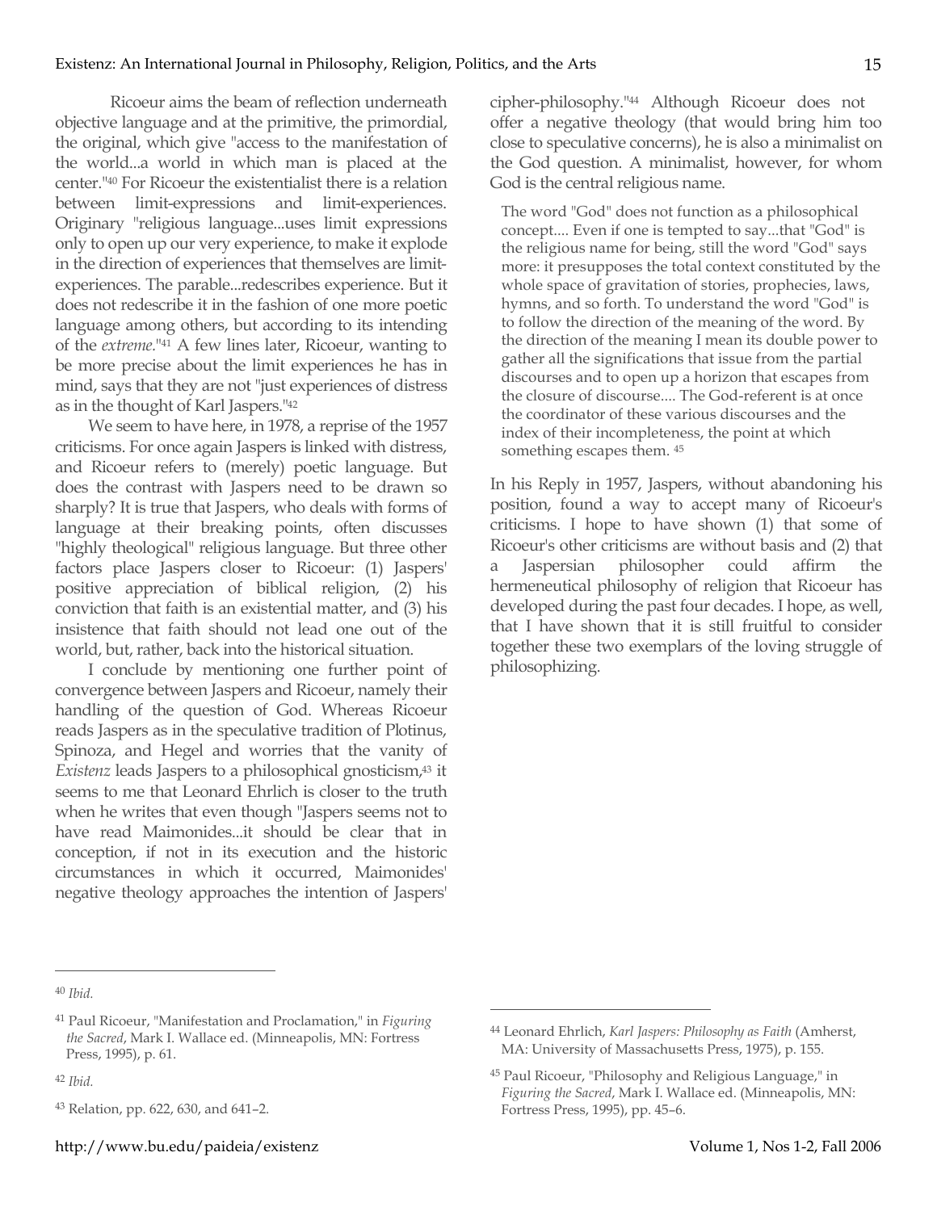Ricoeur aims the beam of reflection underneath objective language and at the primitive, the primordial, the original, which give "access to the manifestation of the world...a world in which man is placed at the center."[40] For Ricoeur the existentialist there is a relation between limit-expressions and limit-experiences. Originary "religious language...uses limit expressions only to open up our very experience, to make it explode in the direction of experiences that themselves are limit-experiences. The parable...redescribes experience. But it does not redescribe it in the fashion of one more poetic language among others, but according to its intending of the *extreme*."[41] A few lines later, Ricoeur, wanting to be more precise about the limit experiences he has in mind, says that they are not "just experiences of distress as in the thought of Karl Jaspers."[42]

We seem to have here, in 1978, a reprise of the 1957 criticisms. For once again Jaspers is linked with distress, and Ricoeur refers to (merely) poetic language. But does the contrast with Jaspers need to be drawn so sharply? It is true that Jaspers, who deals with forms of language at their breaking points, often discusses "highly theological" religious language. But three other factors place Jaspers closer to Ricoeur: (1) Jaspers' positive appreciation of biblical religion, (2) his conviction that faith is an existential matter, and (3) his insistence that faith should not lead one out of the world, but, rather, back into the historical situation.

I conclude by mentioning one further point of convergence between Jaspers and Ricoeur, namely their handling of the question of God. Whereas Ricoeur reads Jaspers as in the speculative tradition of Plotinus, Spinoza, and Hegel and worries that the vanity of *Existenz* leads Jaspers to a philosophical gnosticism,[43] it seems to me that Leonard Ehrlich is closer to the truth when he writes that even though "Jaspers seems not to have read Maimonides...it should be clear that in conception, if not in its execution and the historic circumstances in which it occurred, Maimonides' negative theology approaches the intention of Jaspers' cipher-philosophy."[44] Although Ricoeur does not offer a negative theology (that would bring him too close to speculative concerns), he is also a minimalist on the God question. A minimalist, however, for whom God is the central religious name.

> The word "God" does not function as a philosophical concept.... Even if one is tempted to say...that "God" is the religious name for being, still the word "God" says more: it presupposes the total context constituted by the whole space of gravitation of stories, prophecies, laws, hymns, and so forth. To understand the word "God" is to follow the direction of the meaning of the word. By the direction of the meaning I mean its double power to gather all the significations that issue from the partial discourses and to open up a horizon that escapes from the closure of discourse.... The God-referent is at once the coordinator of these various discourses and the index of their incompleteness, the point at which something escapes them. [45]

In his Reply in 1957, Jaspers, without abandoning his position, found a way to accept many of Ricoeur's criticisms. I hope to have shown (1) that some of Ricoeur's other criticisms are without basis and (2) that a Jaspersian philosopher could affirm the hermeneutical philosophy of religion that Ricoeur has developed during the past four decades. I hope, as well, that I have shown that it is still fruitful to consider together these two exemplars of the loving struggle of philosophizing.

---

[40] *Ibid.*

[41] Paul Ricoeur, "Manifestation and Proclamation," in *Figuring the Sacred*, Mark I. Wallace ed. (Minneapolis, MN: Fortress Press, 1995), p. 61.

[42] *Ibid.*

[43] Relation, pp. 622, 630, and 641–2.

[44] Leonard Ehrlich, *Karl Jaspers: Philosophy as Faith* (Amherst, MA: University of Massachusetts Press, 1975), p. 155.

[45] Paul Ricoeur, "Philosophy and Religious Language," in *Figuring the Sacred*, Mark I. Wallace ed. (Minneapolis, MN: Fortress Press, 1995), pp. 45–6.